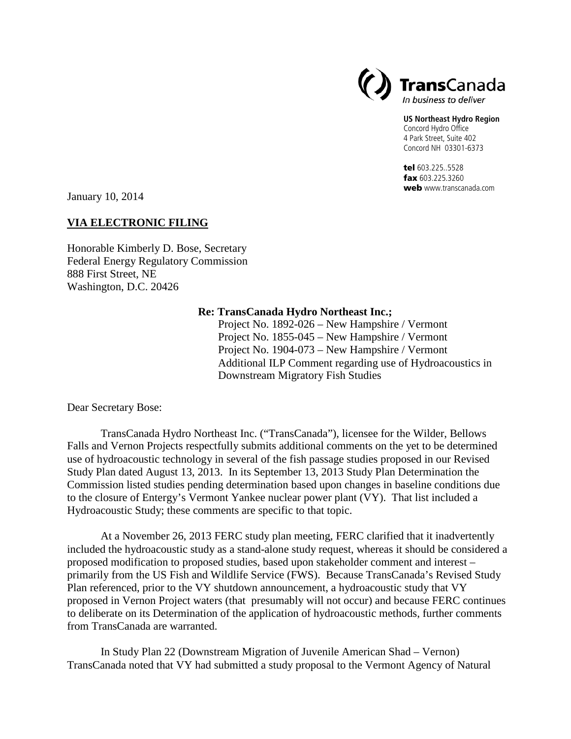**TransCanada**
*In business to deliver*

**US Northeast Hydro Region**
Concord Hydro Office
4 Park Street, Suite 402
Concord NH 03301-6373

**tel** 603.225..5528
**fax** 603.225.3260
**web** www.transcanada.com

January 10, 2014

**VIA ELECTRONIC FILING**

Honorable Kimberly D. Bose, Secretary
Federal Energy Regulatory Commission
888 First Street, NE
Washington, D.C. 20426

**Re: TransCanada Hydro Northeast Inc.;**
Project No. 1892-026 – New Hampshire / Vermont
Project No. 1855-045 – New Hampshire / Vermont
Project No. 1904-073 – New Hampshire / Vermont
Additional ILP Comment regarding use of Hydroacoustics in Downstream Migratory Fish Studies

Dear Secretary Bose:

TransCanada Hydro Northeast Inc. ("TransCanada"), licensee for the Wilder, Bellows Falls and Vernon Projects respectfully submits additional comments on the yet to be determined use of hydroacoustic technology in several of the fish passage studies proposed in our Revised Study Plan dated August 13, 2013. In its September 13, 2013 Study Plan Determination the Commission listed studies pending determination based upon changes in baseline conditions due to the closure of Entergy's Vermont Yankee nuclear power plant (VY). That list included a Hydroacoustic Study; these comments are specific to that topic.

At a November 26, 2013 FERC study plan meeting, FERC clarified that it inadvertently included the hydroacoustic study as a stand-alone study request, whereas it should be considered a proposed modification to proposed studies, based upon stakeholder comment and interest – primarily from the US Fish and Wildlife Service (FWS). Because TransCanada's Revised Study Plan referenced, prior to the VY shutdown announcement, a hydroacoustic study that VY proposed in Vernon Project waters (that presumably will not occur) and because FERC continues to deliberate on its Determination of the application of hydroacoustic methods, further comments from TransCanada are warranted.

In Study Plan 22 (Downstream Migration of Juvenile American Shad – Vernon) TransCanada noted that VY had submitted a study proposal to the Vermont Agency of Natural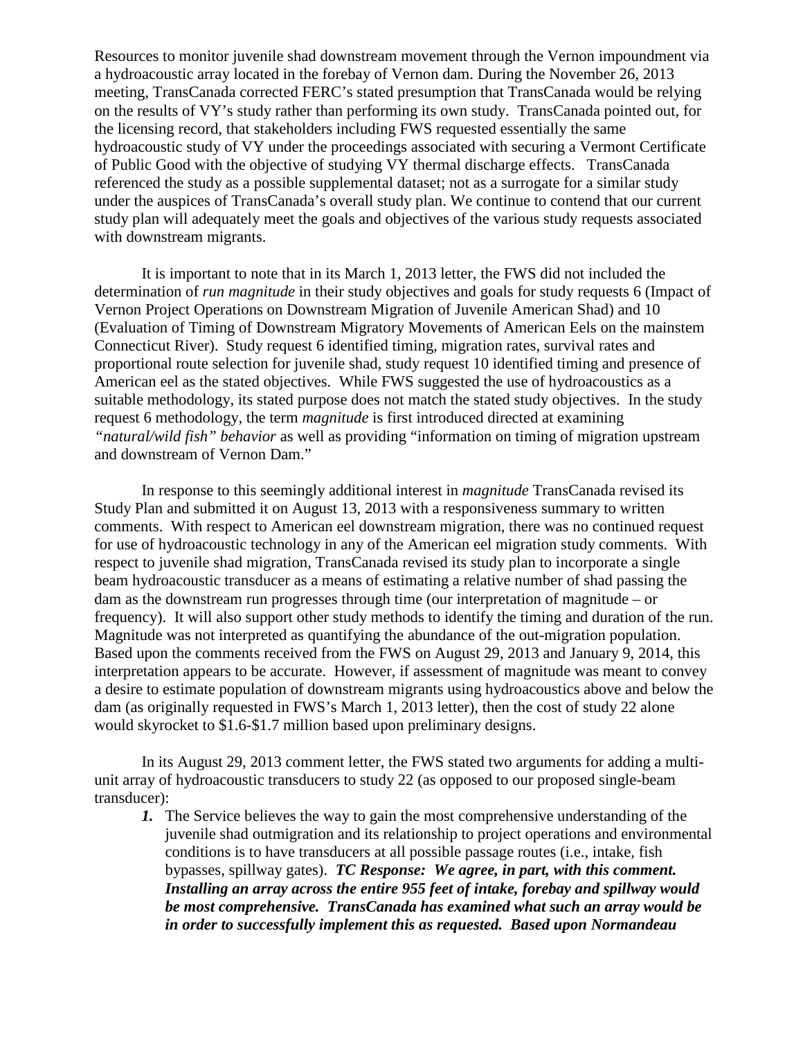Resources to monitor juvenile shad downstream movement through the Vernon impoundment via a hydroacoustic array located in the forebay of Vernon dam. During the November 26, 2013 meeting, TransCanada corrected FERC's stated presumption that TransCanada would be relying on the results of VY's study rather than performing its own study. TransCanada pointed out, for the licensing record, that stakeholders including FWS requested essentially the same hydroacoustic study of VY under the proceedings associated with securing a Vermont Certificate of Public Good with the objective of studying VY thermal discharge effects. TransCanada referenced the study as a possible supplemental dataset; not as a surrogate for a similar study under the auspices of TransCanada's overall study plan. We continue to contend that our current study plan will adequately meet the goals and objectives of the various study requests associated with downstream migrants.

It is important to note that in its March 1, 2013 letter, the FWS did not included the determination of *run magnitude* in their study objectives and goals for study requests 6 (Impact of Vernon Project Operations on Downstream Migration of Juvenile American Shad) and 10 (Evaluation of Timing of Downstream Migratory Movements of American Eels on the mainstem Connecticut River). Study request 6 identified timing, migration rates, survival rates and proportional route selection for juvenile shad, study request 10 identified timing and presence of American eel as the stated objectives. While FWS suggested the use of hydroacoustics as a suitable methodology, its stated purpose does not match the stated study objectives. In the study request 6 methodology, the term *magnitude* is first introduced directed at examining *"natural/wild fish" behavior* as well as providing "information on timing of migration upstream and downstream of Vernon Dam."

In response to this seemingly additional interest in *magnitude* TransCanada revised its Study Plan and submitted it on August 13, 2013 with a responsiveness summary to written comments. With respect to American eel downstream migration, there was no continued request for use of hydroacoustic technology in any of the American eel migration study comments. With respect to juvenile shad migration, TransCanada revised its study plan to incorporate a single beam hydroacoustic transducer as a means of estimating a relative number of shad passing the dam as the downstream run progresses through time (our interpretation of magnitude – or frequency). It will also support other study methods to identify the timing and duration of the run. Magnitude was not interpreted as quantifying the abundance of the out-migration population. Based upon the comments received from the FWS on August 29, 2013 and January 9, 2014, this interpretation appears to be accurate. However, if assessment of magnitude was meant to convey a desire to estimate population of downstream migrants using hydroacoustics above and below the dam (as originally requested in FWS's March 1, 2013 letter), then the cost of study 22 alone would skyrocket to $1.6-$1.7 million based upon preliminary designs.

In its August 29, 2013 comment letter, the FWS stated two arguments for adding a multi-unit array of hydroacoustic transducers to study 22 (as opposed to our proposed single-beam transducer):

1. The Service believes the way to gain the most comprehensive understanding of the juvenile shad outmigration and its relationship to project operations and environmental conditions is to have transducers at all possible passage routes (i.e., intake, fish bypasses, spillway gates). ***TC Response: We agree, in part, with this comment. Installing an array across the entire 955 feet of intake, forebay and spillway would be most comprehensive. TransCanada has examined what such an array would be in order to successfully implement this as requested. Based upon Normandeau***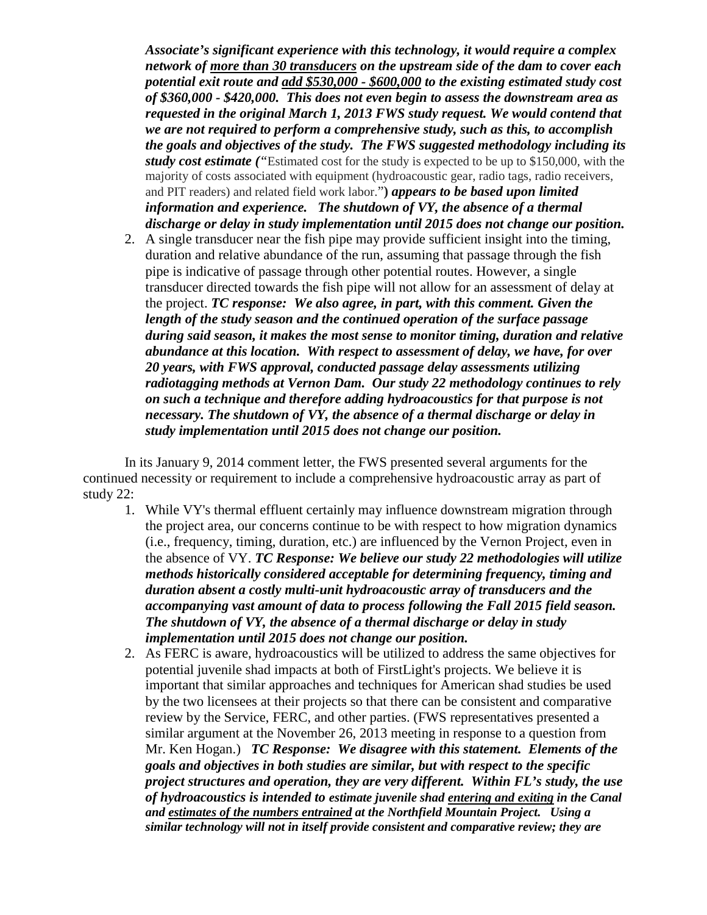*Associate's significant experience with this technology, it would require a complex network of more than 30 transducers on the upstream side of the dam to cover each potential exit route and add $530,000 - $600,000 to the existing estimated study cost of $360,000 - $420,000. This does not even begin to assess the downstream area as requested in the original March 1, 2013 FWS study request. We would contend that we are not required to perform a comprehensive study, such as this, to accomplish the goals and objectives of the study. The FWS suggested methodology including its study cost estimate (*"Estimated cost for the study is expected to be up to $150,000, with the majority of costs associated with equipment (hydroacoustic gear, radio tags, radio receivers, and PIT readers) and related field work labor."*) appears to be based upon limited information and experience. The shutdown of VY, the absence of a thermal discharge or delay in study implementation until 2015 does not change our position.*

2. A single transducer near the fish pipe may provide sufficient insight into the timing, duration and relative abundance of the run, assuming that passage through the fish pipe is indicative of passage through other potential routes. However, a single transducer directed towards the fish pipe will not allow for an assessment of delay at the project. ***TC response: We also agree, in part, with this comment. Given the length of the study season and the continued operation of the surface passage during said season, it makes the most sense to monitor timing, duration and relative abundance at this location. With respect to assessment of delay, we have, for over 20 years, with FWS approval, conducted passage delay assessments utilizing radiotagging methods at Vernon Dam. Our study 22 methodology continues to rely on such a technique and therefore adding hydroacoustics for that purpose is not necessary. The shutdown of VY, the absence of a thermal discharge or delay in study implementation until 2015 does not change our position.***

In its January 9, 2014 comment letter, the FWS presented several arguments for the continued necessity or requirement to include a comprehensive hydroacoustic array as part of study 22:

1. While VY's thermal effluent certainly may influence downstream migration through the project area, our concerns continue to be with respect to how migration dynamics (i.e., frequency, timing, duration, etc.) are influenced by the Vernon Project, even in the absence of VY. ***TC Response: We believe our study 22 methodologies will utilize methods historically considered acceptable for determining frequency, timing and duration absent a costly multi-unit hydroacoustic array of transducers and the accompanying vast amount of data to process following the Fall 2015 field season. The shutdown of VY, the absence of a thermal discharge or delay in study implementation until 2015 does not change our position.***
2. As FERC is aware, hydroacoustics will be utilized to address the same objectives for potential juvenile shad impacts at both of FirstLight's projects. We believe it is important that similar approaches and techniques for American shad studies be used by the two licensees at their projects so that there can be consistent and comparative review by the Service, FERC, and other parties. (FWS representatives presented a similar argument at the November 26, 2013 meeting in response to a question from Mr. Ken Hogan.) ***TC Response: We disagree with this statement. Elements of the goals and objectives in both studies are similar, but with respect to the specific project structures and operation, they are very different. Within FL's study, the use of hydroacoustics is intended to estimate juvenile shad entering and exiting in the Canal and estimates of the numbers entrained at the Northfield Mountain Project. Using a similar technology will not in itself provide consistent and comparative review; they are***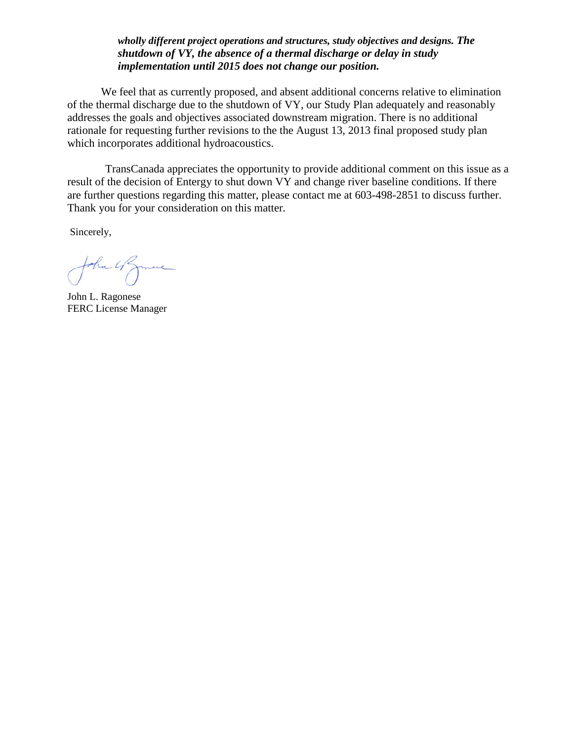*wholly different project operations and structures, study objectives and designs. The shutdown of VY, the absence of a thermal discharge or delay in study implementation until 2015 does not change our position.*

We feel that as currently proposed, and absent additional concerns relative to elimination of the thermal discharge due to the shutdown of VY, our Study Plan adequately and reasonably addresses the goals and objectives associated downstream migration. There is no additional rationale for requesting further revisions to the the August 13, 2013 final proposed study plan which incorporates additional hydroacoustics.

TransCanada appreciates the opportunity to provide additional comment on this issue as a result of the decision of Entergy to shut down VY and change river baseline conditions. If there are further questions regarding this matter, please contact me at 603-498-2851 to discuss further. Thank you for your consideration on this matter.

Sincerely,

John L. Ragonese
FERC License Manager